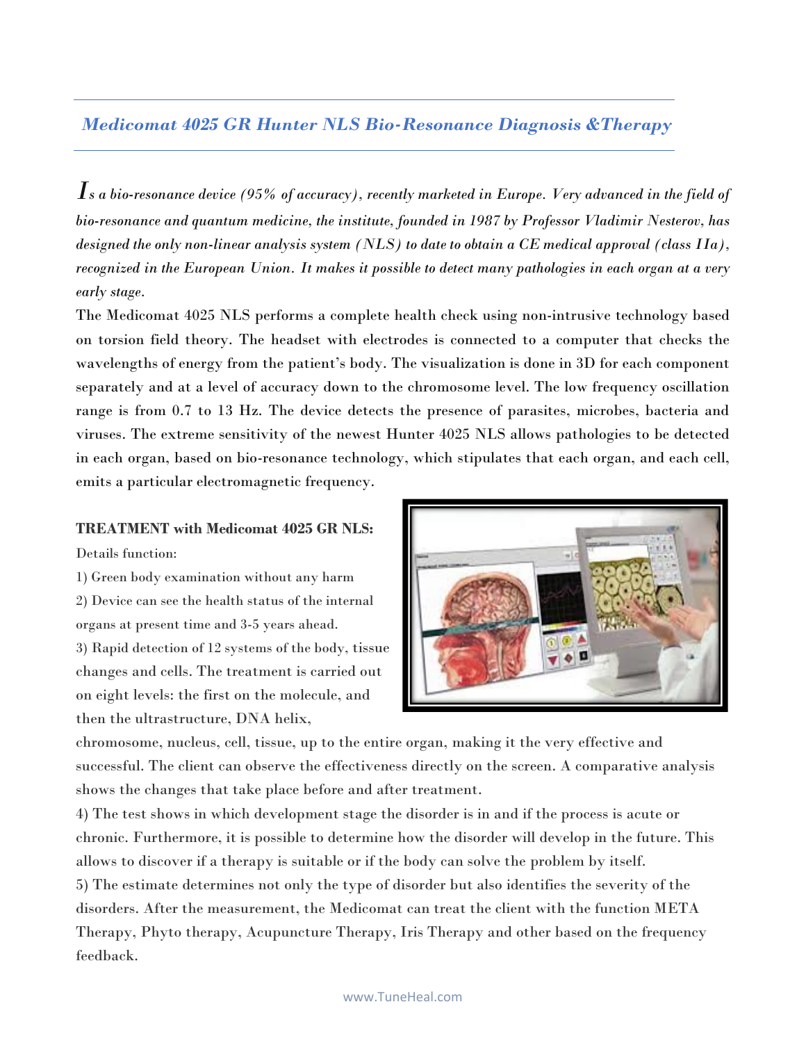## *Medicomat 4025 GR Hunter NLS Bio-Resonance Diagnosis &Therapy*

*Is a bio-resonance device (95% of accuracy), recently marketed in Europe. Very advanced in the field of bio-resonance and quantum medicine, the institute, founded in 1987 by Professor Vladimir Nesterov, has designed the only non-linear analysis system (NLS) to date to obtain a CE medical approval (class IIa), recognized in the European Union. It makes it possible to detect many pathologies in each organ at a very early stage.*

The Medicomat 4025 NLS performs a complete health check using non-intrusive technology based on torsion field theory. The headset with electrodes is connected to a computer that checks the wavelengths of energy from the patient's body. The visualization is done in 3D for each component separately and at a level of accuracy down to the chromosome level. The low frequency oscillation range is from 0.7 to 13 Hz. The device detects the presence of parasites, microbes, bacteria and viruses. The extreme sensitivity of the newest Hunter 4025 NLS allows pathologies to be detected in each organ, based on bio-resonance technology, which stipulates that each organ, and each cell, emits a particular electromagnetic frequency.

**TREATMENT with Medicomat 4025 GR NLS:**

Details function:

1) Green body examination without any harm
2) Device can see the health status of the internal organs at present time and 3-5 years ahead.
3) Rapid detection of 12 systems of the body, tissue changes and cells. The treatment is carried out on eight levels: the first on the molecule, and then the ultrastructure, DNA helix, chromosome, nucleus, cell, tissue, up to the entire organ, making it the very effective and successful. The client can observe the effectiveness directly on the screen. A comparative analysis shows the changes that take place before and after treatment.
4) The test shows in which development stage the disorder is in and if the process is acute or chronic. Furthermore, it is possible to determine how the disorder will develop in the future. This allows to discover if a therapy is suitable or if the body can solve the problem by itself.
5) The estimate determines not only the type of disorder but also identifies the severity of the disorders. After the measurement, the Medicomat can treat the client with the function META Therapy, Phyto therapy, Acupuncture Therapy, Iris Therapy and other based on the frequency feedback.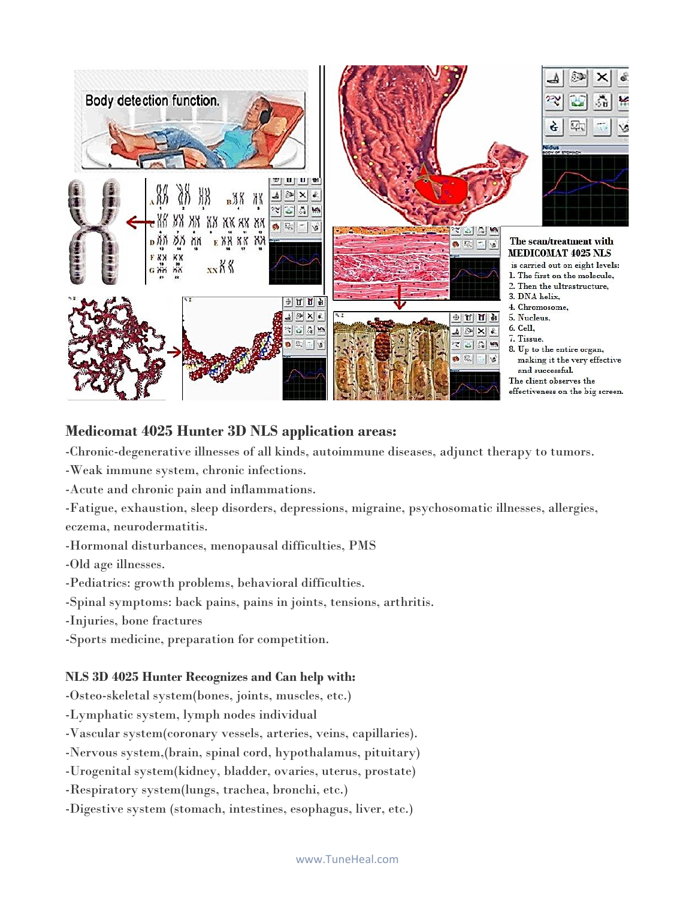Body detection function.

The scan/treatment with MEDICOMAT 4025 NLS is carried out on eight levels:

1. The first on the molecule,
2. Then the ultrastructure,
3. DNA helix,
4. Chromosome,
5. Nucleus,
6. Cell,
7. Tissue,
8. Up to the entire organ, making it the very effective and successful.

The client observes the effectiveness on the big screen.

## Medicomat 4025 Hunter 3D NLS application areas:

-Chronic-degenerative illnesses of all kinds, autoimmune diseases, adjunct therapy to tumors.
-Weak immune system, chronic infections.
-Acute and chronic pain and inflammations.
-Fatigue, exhaustion, sleep disorders, depressions, migraine, psychosomatic illnesses, allergies, eczema, neurodermatitis.
-Hormonal disturbances, menopausal difficulties, PMS
-Old age illnesses.
-Pediatrics: growth problems, behavioral difficulties.
-Spinal symptoms: back pains, pains in joints, tensions, arthritis.
-Injuries, bone fractures
-Sports medicine, preparation for competition.

**NLS 3D 4025 Hunter Recognizes and Can help with:**

-Osteo-skeletal system(bones, joints, muscles, etc.)
-Lymphatic system, lymph nodes individual
-Vascular system(coronary vessels, arteries, veins, capillaries).
-Nervous system,(brain, spinal cord, hypothalamus, pituitary)
-Urogenital system(kidney, bladder, ovaries, uterus, prostate)
-Respiratory system(lungs, trachea, bronchi, etc.)
-Digestive system (stomach, intestines, esophagus, liver, etc.)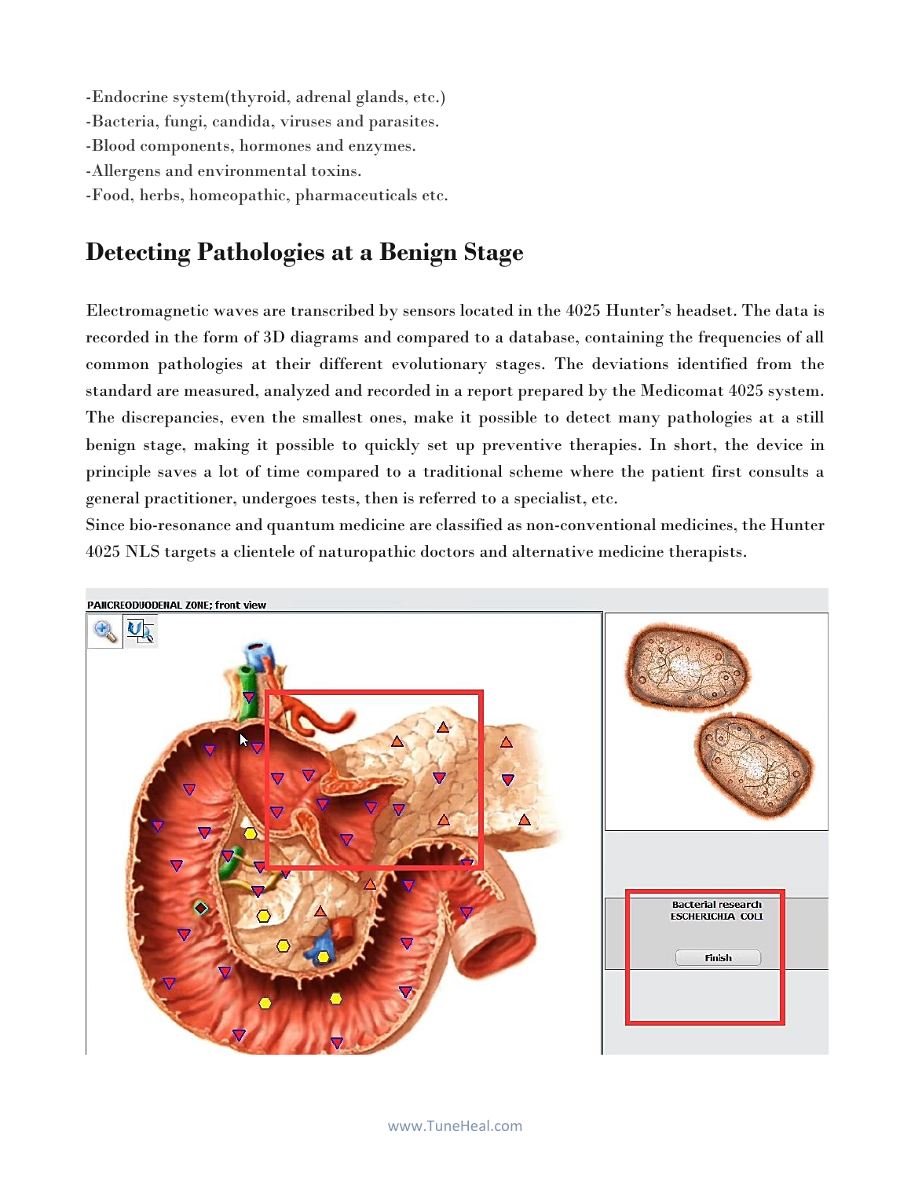-Endocrine system(thyroid, adrenal glands, etc.)
-Bacteria, fungi, candida, viruses and parasites.
-Blood components, hormones and enzymes.
-Allergens and environmental toxins.
-Food, herbs, homeopathic, pharmaceuticals etc.

## Detecting Pathologies at a Benign Stage

Electromagnetic waves are transcribed by sensors located in the 4025 Hunter's headset. The data is recorded in the form of 3D diagrams and compared to a database, containing the frequencies of all common pathologies at their different evolutionary stages. The deviations identified from the standard are measured, analyzed and recorded in a report prepared by the Medicomat 4025 system. The discrepancies, even the smallest ones, make it possible to detect many pathologies at a still benign stage, making it possible to quickly set up preventive therapies. In short, the device in principle saves a lot of time compared to a traditional scheme where the patient first consults a general practitioner, undergoes tests, then is referred to a specialist, etc.
Since bio-resonance and quantum medicine are classified as non-conventional medicines, the Hunter 4025 NLS targets a clientele of naturopathic doctors and alternative medicine therapists.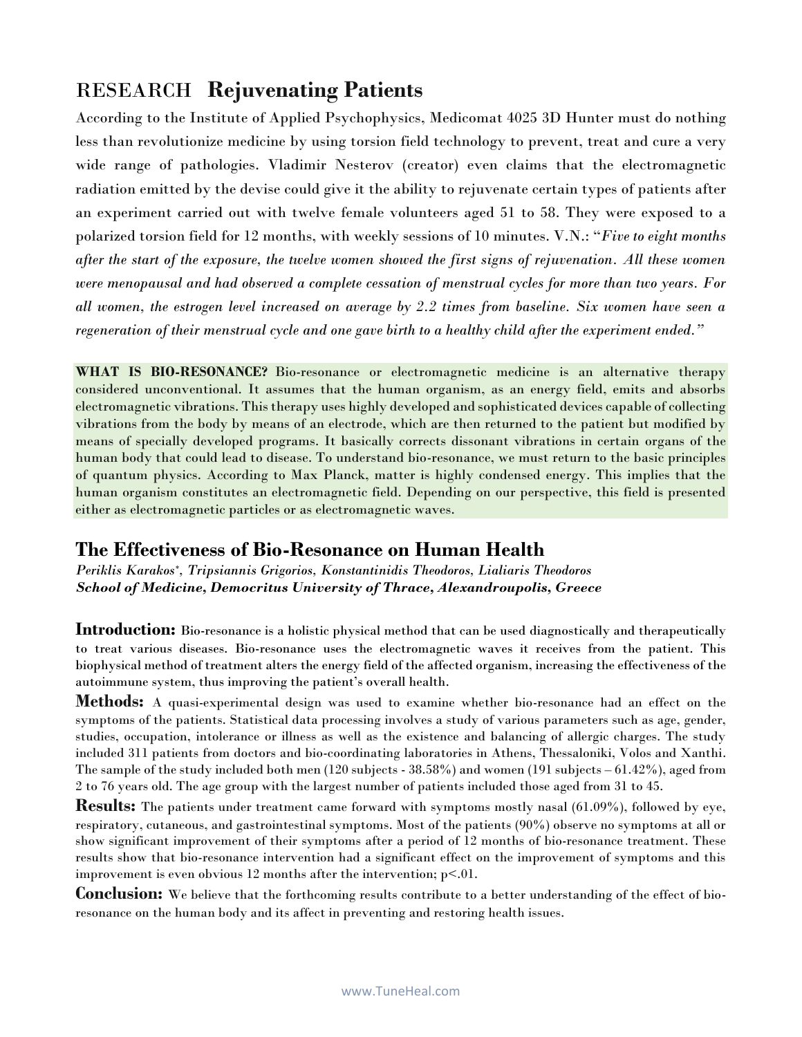## RESEARCH **Rejuvenating Patients**

According to the Institute of Applied Psychophysics, Medicomat 4025 3D Hunter must do nothing less than revolutionize medicine by using torsion field technology to prevent, treat and cure a very wide range of pathologies. Vladimir Nesterov (creator) even claims that the electromagnetic radiation emitted by the devise could give it the ability to rejuvenate certain types of patients after an experiment carried out with twelve female volunteers aged 51 to 58. They were exposed to a polarized torsion field for 12 months, with weekly sessions of 10 minutes. V.N.: "*Five to eight months after the start of the exposure, the twelve women showed the first signs of rejuvenation. All these women were menopausal and had observed a complete cessation of menstrual cycles for more than two years. For all women, the estrogen level increased on average by 2.2 times from baseline. Six women have seen a regeneration of their menstrual cycle and one gave birth to a healthy child after the experiment ended.*"

**WHAT IS BIO-RESONANCE?** Bio-resonance or electromagnetic medicine is an alternative therapy considered unconventional. It assumes that the human organism, as an energy field, emits and absorbs electromagnetic vibrations. This therapy uses highly developed and sophisticated devices capable of collecting vibrations from the body by means of an electrode, which are then returned to the patient but modified by means of specially developed programs. It basically corrects dissonant vibrations in certain organs of the human body that could lead to disease. To understand bio-resonance, we must return to the basic principles of quantum physics. According to Max Planck, matter is highly condensed energy. This implies that the human organism constitutes an electromagnetic field. Depending on our perspective, this field is presented either as electromagnetic particles or as electromagnetic waves.

## The Effectiveness of Bio-Resonance on Human Health

*Periklis Karakos\*, Tripsiannis Grigorios, Konstantinidis Theodoros, Lialiaris Theodoros*
***School of Medicine, Democritus University of Thrace, Alexandroupolis, Greece***

**Introduction:** Bio-resonance is a holistic physical method that can be used diagnostically and therapeutically to treat various diseases. Bio-resonance uses the electromagnetic waves it receives from the patient. This biophysical method of treatment alters the energy field of the affected organism, increasing the effectiveness of the autoimmune system, thus improving the patient's overall health.

**Methods:** A quasi-experimental design was used to examine whether bio-resonance had an effect on the symptoms of the patients. Statistical data processing involves a study of various parameters such as age, gender, studies, occupation, intolerance or illness as well as the existence and balancing of allergic charges. The study included 311 patients from doctors and bio-coordinating laboratories in Athens, Thessaloniki, Volos and Xanthi. The sample of the study included both men (120 subjects - 38.58%) and women (191 subjects – 61.42%), aged from 2 to 76 years old. The age group with the largest number of patients included those aged from 31 to 45.

**Results:** The patients under treatment came forward with symptoms mostly nasal (61.09%), followed by eye, respiratory, cutaneous, and gastrointestinal symptoms. Most of the patients (90%) observe no symptoms at all or show significant improvement of their symptoms after a period of 12 months of bio-resonance treatment. These results show that bio-resonance intervention had a significant effect on the improvement of symptoms and this improvement is even obvious 12 months after the intervention; $p<.01$.

**Conclusion:** We believe that the forthcoming results contribute to a better understanding of the effect of bio-resonance on the human body and its affect in preventing and restoring health issues.